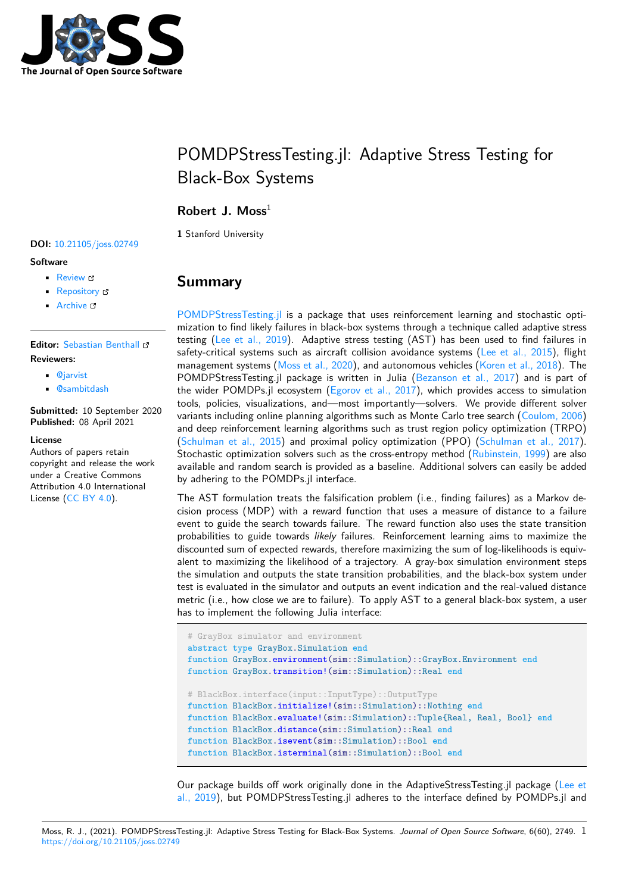# POMDPStressTesting.jl: Adaptive Stress Testing for Black-Box Systems

**Robert J. Moss**[1]

**1** Stanford University

**DOI:** 10.21105/joss.02749

**Software**

- Review
- Repository
- Archive

**Editor:** Sebastian Benthall

**Reviewers:**

- @jarvist
- @sambitdash

**Submitted:** 10 September 2020
**Published:** 08 April 2021

**License**
Authors of papers retain copyright and release the work under a Creative Commons Attribution 4.0 International License (CC BY 4.0).

## Summary

POMDPStressTesting.jl is a package that uses reinforcement learning and stochastic optimization to find likely failures in black-box systems through a technique called adaptive stress testing (Lee et al., 2019). Adaptive stress testing (AST) has been used to find failures in safety-critical systems such as aircraft collision avoidance systems (Lee et al., 2015), flight management systems (Moss et al., 2020), and autonomous vehicles (Koren et al., 2018). The POMDPStressTesting.jl package is written in Julia (Bezanson et al., 2017) and is part of the wider POMDPs.jl ecosystem (Egorov et al., 2017), which provides access to simulation tools, policies, visualizations, and—most importantly—solvers. We provide different solver variants including online planning algorithms such as Monte Carlo tree search (Coulom, 2006) and deep reinforcement learning algorithms such as trust region policy optimization (TRPO) (Schulman et al., 2015) and proximal policy optimization (PPO) (Schulman et al., 2017). Stochastic optimization solvers such as the cross-entropy method (Rubinstein, 1999) are also available and random search is provided as a baseline. Additional solvers can easily be added by adhering to the POMDPs.jl interface.

The AST formulation treats the falsification problem (i.e., finding failures) as a Markov decision process (MDP) with a reward function that uses a measure of distance to a failure event to guide the search towards failure. The reward function also uses the state transition probabilities to guide towards *likely* failures. Reinforcement learning aims to maximize the discounted sum of expected rewards, therefore maximizing the sum of log-likelihoods is equivalent to maximizing the likelihood of a trajectory. A gray-box simulation environment steps the simulation and outputs the state transition probabilities, and the black-box system under test is evaluated in the simulator and outputs an event indication and the real-valued distance metric (i.e., how close we are to failure). To apply AST to a general black-box system, a user has to implement the following Julia interface:

```
# GrayBox simulator and environment
abstract type GrayBox.Simulation end
function GrayBox.environment(sim::Simulation)::GrayBox.Environment end
function GrayBox.transition!(sim::Simulation)::Real end

# BlackBox.interface(input::InputType)::OutputType
function BlackBox.initialize!(sim::Simulation)::Nothing end
function BlackBox.evaluate!(sim::Simulation)::Tuple{Real, Real, Bool} end
function BlackBox.distance(sim::Simulation)::Real end
function BlackBox.isevent(sim::Simulation)::Bool end
function BlackBox.isterminal(sim::Simulation)::Bool end
```

Our package builds off work originally done in the AdaptiveStressTesting.jl package (Lee et al., 2019), but POMDPStressTesting.jl adheres to the interface defined by POMDPs.jl and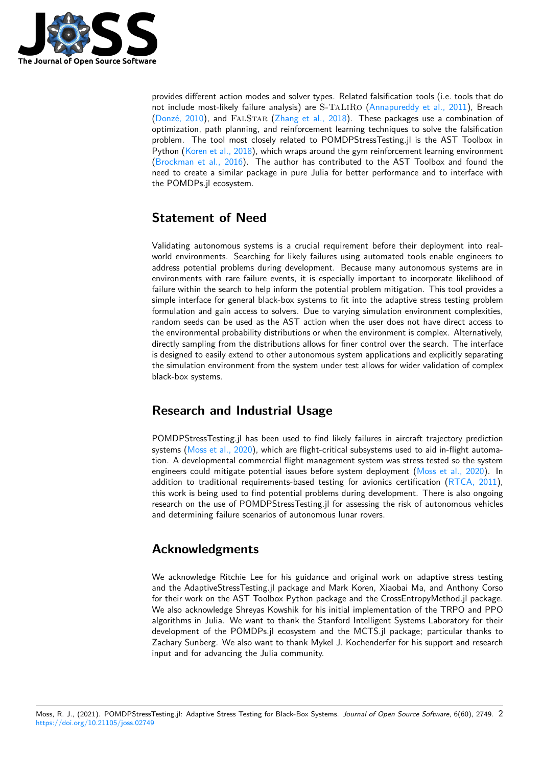provides different action modes and solver types. Related falsification tools (i.e. tools that do not include most-likely failure analysis) are S-TaLiRo (Annapureddy et al., 2011), Breach (Donzé, 2010), and FalStar (Zhang et al., 2018). These packages use a combination of optimization, path planning, and reinforcement learning techniques to solve the falsification problem. The tool most closely related to POMDPStressTesting.jl is the AST Toolbox in Python (Koren et al., 2018), which wraps around the gym reinforcement learning environment (Brockman et al., 2016). The author has contributed to the AST Toolbox and found the need to create a similar package in pure Julia for better performance and to interface with the POMDPs.jl ecosystem.

## Statement of Need

Validating autonomous systems is a crucial requirement before their deployment into real-world environments. Searching for likely failures using automated tools enable engineers to address potential problems during development. Because many autonomous systems are in environments with rare failure events, it is especially important to incorporate likelihood of failure within the search to help inform the potential problem mitigation. This tool provides a simple interface for general black-box systems to fit into the adaptive stress testing problem formulation and gain access to solvers. Due to varying simulation environment complexities, random seeds can be used as the AST action when the user does not have direct access to the environmental probability distributions or when the environment is complex. Alternatively, directly sampling from the distributions allows for finer control over the search. The interface is designed to easily extend to other autonomous system applications and explicitly separating the simulation environment from the system under test allows for wider validation of complex black-box systems.

## Research and Industrial Usage

POMDPStressTesting.jl has been used to find likely failures in aircraft trajectory prediction systems (Moss et al., 2020), which are flight-critical subsystems used to aid in-flight automation. A developmental commercial flight management system was stress tested so the system engineers could mitigate potential issues before system deployment (Moss et al., 2020). In addition to traditional requirements-based testing for avionics certification (RTCA, 2011), this work is being used to find potential problems during development. There is also ongoing research on the use of POMDPStressTesting.jl for assessing the risk of autonomous vehicles and determining failure scenarios of autonomous lunar rovers.

## Acknowledgments

We acknowledge Ritchie Lee for his guidance and original work on adaptive stress testing and the AdaptiveStressTesting.jl package and Mark Koren, Xiaobai Ma, and Anthony Corso for their work on the AST Toolbox Python package and the CrossEntropyMethod.jl package. We also acknowledge Shreyas Kowshik for his initial implementation of the TRPO and PPO algorithms in Julia. We want to thank the Stanford Intelligent Systems Laboratory for their development of the POMDPs.jl ecosystem and the MCTS.jl package; particular thanks to Zachary Sunberg. We also want to thank Mykel J. Kochenderfer for his support and research input and for advancing the Julia community.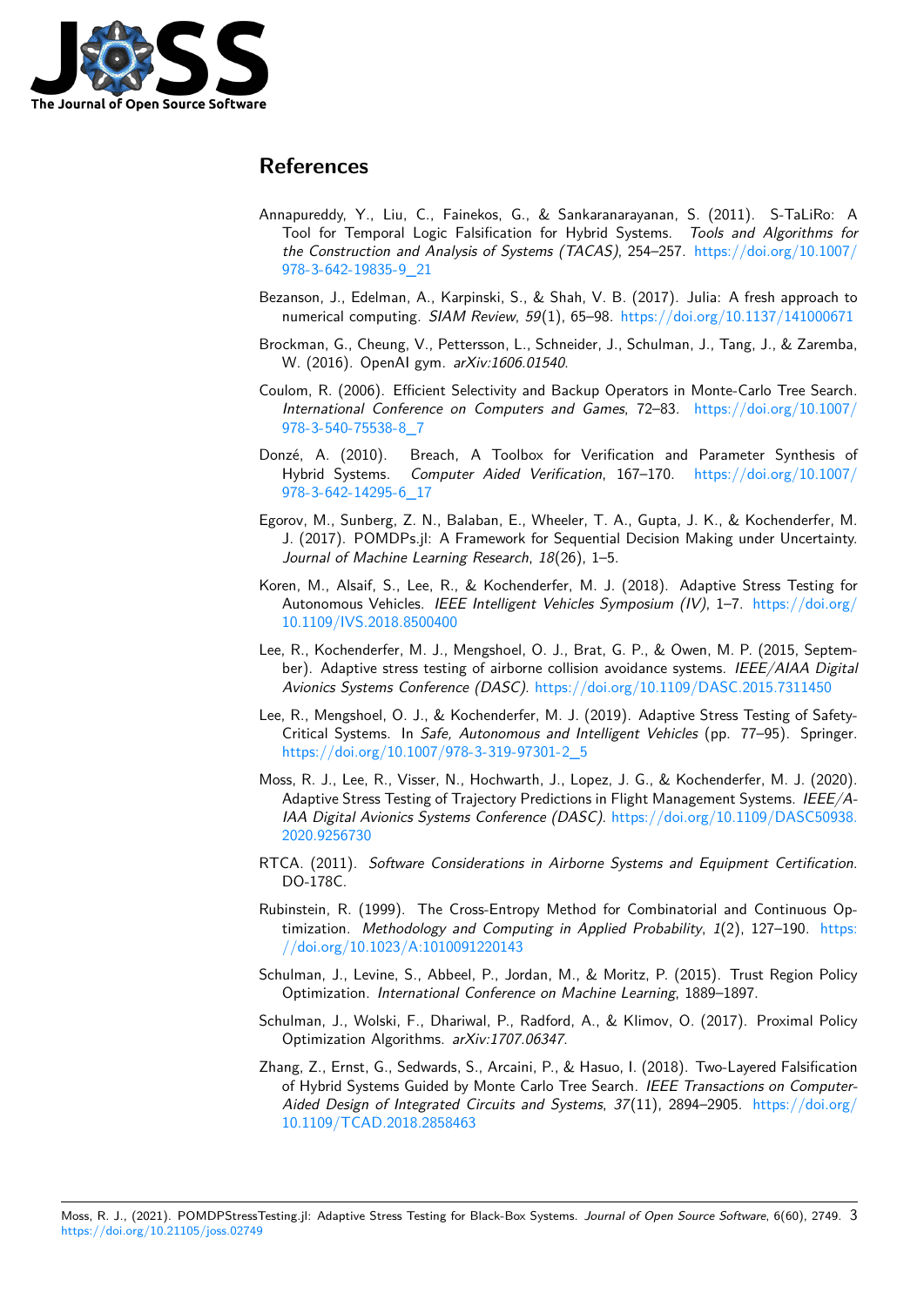# References

Annapureddy, Y., Liu, C., Fainekos, G., & Sankaranarayanan, S. (2011). S-TaLiRo: A Tool for Temporal Logic Falsification for Hybrid Systems. *Tools and Algorithms for the Construction and Analysis of Systems (TACAS)*, 254–257. https://doi.org/10.1007/978-3-642-19835-9_21

Bezanson, J., Edelman, A., Karpinski, S., & Shah, V. B. (2017). Julia: A fresh approach to numerical computing. *SIAM Review*, *59*(1), 65–98. https://doi.org/10.1137/141000671

Brockman, G., Cheung, V., Pettersson, L., Schneider, J., Schulman, J., Tang, J., & Zaremba, W. (2016). OpenAI gym. *arXiv:1606.01540*.

Coulom, R. (2006). Efficient Selectivity and Backup Operators in Monte-Carlo Tree Search. *International Conference on Computers and Games*, 72–83. https://doi.org/10.1007/978-3-540-75538-8_7

Donzé, A. (2010). Breach, A Toolbox for Verification and Parameter Synthesis of Hybrid Systems. *Computer Aided Verification*, 167–170. https://doi.org/10.1007/978-3-642-14295-6_17

Egorov, M., Sunberg, Z. N., Balaban, E., Wheeler, T. A., Gupta, J. K., & Kochenderfer, M. J. (2017). POMDPs.jl: A Framework for Sequential Decision Making under Uncertainty. *Journal of Machine Learning Research*, *18*(26), 1–5.

Koren, M., Alsaif, S., Lee, R., & Kochenderfer, M. J. (2018). Adaptive Stress Testing for Autonomous Vehicles. *IEEE Intelligent Vehicles Symposium (IV)*, 1–7. https://doi.org/10.1109/IVS.2018.8500400

Lee, R., Kochenderfer, M. J., Mengshoel, O. J., Brat, G. P., & Owen, M. P. (2015, September). Adaptive stress testing of airborne collision avoidance systems. *IEEE/AIAA Digital Avionics Systems Conference (DASC)*. https://doi.org/10.1109/DASC.2015.7311450

Lee, R., Mengshoel, O. J., & Kochenderfer, M. J. (2019). Adaptive Stress Testing of Safety-Critical Systems. In *Safe, Autonomous and Intelligent Vehicles* (pp. 77–95). Springer. https://doi.org/10.1007/978-3-319-97301-2_5

Moss, R. J., Lee, R., Visser, N., Hochwarth, J., Lopez, J. G., & Kochenderfer, M. J. (2020). Adaptive Stress Testing of Trajectory Predictions in Flight Management Systems. *IEEE/AIAA Digital Avionics Systems Conference (DASC)*. https://doi.org/10.1109/DASC50938.2020.9256730

RTCA. (2011). *Software Considerations in Airborne Systems and Equipment Certification*. DO-178C.

Rubinstein, R. (1999). The Cross-Entropy Method for Combinatorial and Continuous Optimization. *Methodology and Computing in Applied Probability*, *1*(2), 127–190. https://doi.org/10.1023/A:1010091220143

Schulman, J., Levine, S., Abbeel, P., Jordan, M., & Moritz, P. (2015). Trust Region Policy Optimization. *International Conference on Machine Learning*, 1889–1897.

Schulman, J., Wolski, F., Dhariwal, P., Radford, A., & Klimov, O. (2017). Proximal Policy Optimization Algorithms. *arXiv:1707.06347*.

Zhang, Z., Ernst, G., Sedwards, S., Arcaini, P., & Hasuo, I. (2018). Two-Layered Falsification of Hybrid Systems Guided by Monte Carlo Tree Search. *IEEE Transactions on Computer-Aided Design of Integrated Circuits and Systems*, *37*(11), 2894–2905. https://doi.org/10.1109/TCAD.2018.2858463